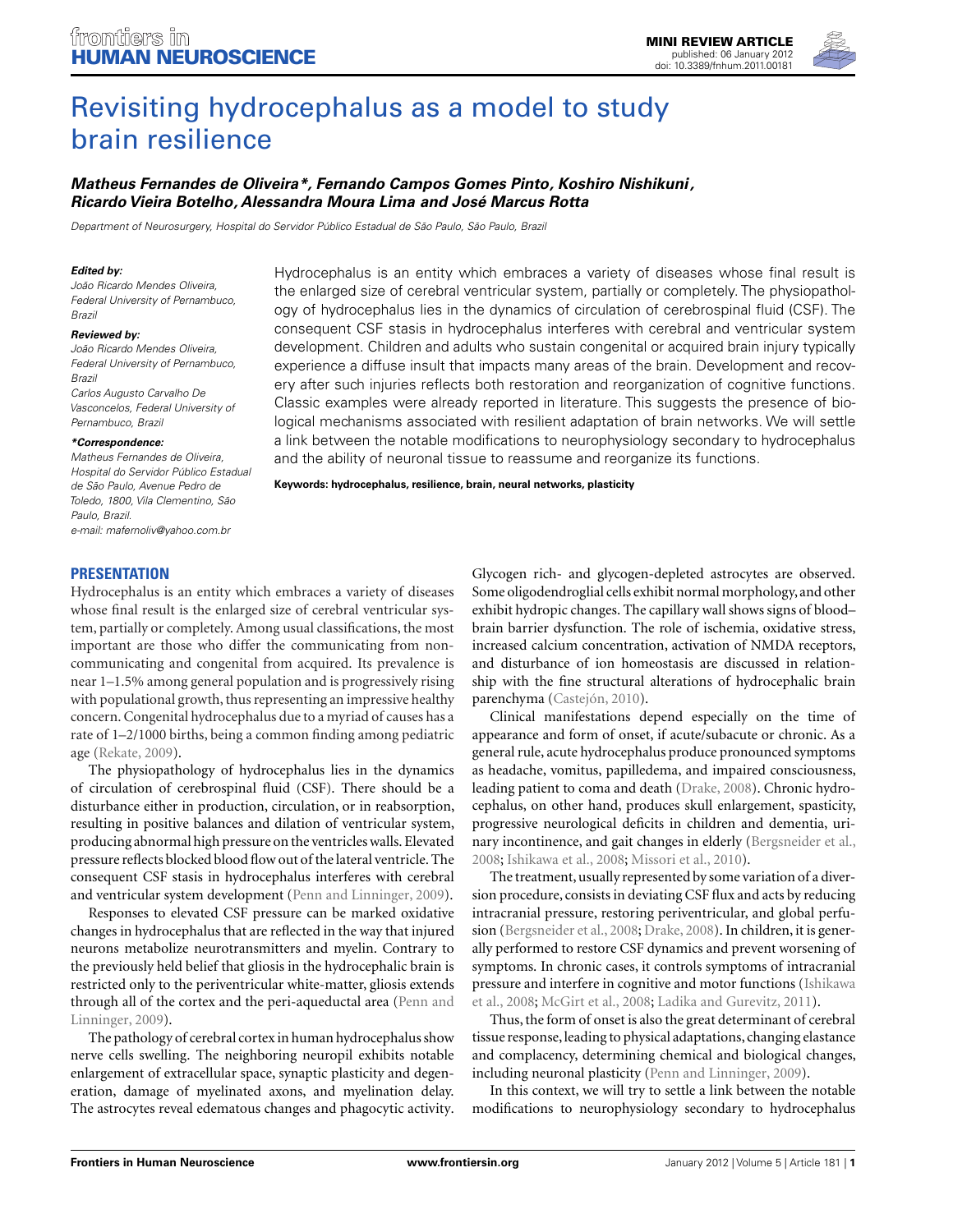MINI REVIEW ARTICLE
published: 06 January 2012
doi: 10.3389/fnhum.2011.00181

# Revisiting hydrocephalus as a model to study brain resilience

***Matheus Fernandes de Oliveira\*, Fernando Campos Gomes Pinto, Koshiro Nishikuni, Ricardo Vieira Botelho, Alessandra Moura Lima and José Marcus Rotta***

*Department of Neurosurgery, Hospital do Servidor Público Estadual de São Paulo, São Paulo, Brazil*

***Edited by:***
*João Ricardo Mendes Oliveira, Federal University of Pernambuco, Brazil*

***Reviewed by:***
*João Ricardo Mendes Oliveira, Federal University of Pernambuco, Brazil*
*Carlos Augusto Carvalho De Vasconcelos, Federal University of Pernambuco, Brazil*

***\*Correspondence:***
*Matheus Fernandes de Oliveira, Hospital do Servidor Público Estadual de São Paulo, Avenue Pedro de Toledo, 1800, Vila Clementino, São Paulo, Brazil.*
*e-mail: mafernoliv@yahoo.com.br*

Hydrocephalus is an entity which embraces a variety of diseases whose final result is the enlarged size of cerebral ventricular system, partially or completely. The physiopathology of hydrocephalus lies in the dynamics of circulation of cerebrospinal fluid (CSF). The consequent CSF stasis in hydrocephalus interferes with cerebral and ventricular system development. Children and adults who sustain congenital or acquired brain injury typically experience a diffuse insult that impacts many areas of the brain. Development and recovery after such injuries reflects both restoration and reorganization of cognitive functions. Classic examples were already reported in literature. This suggests the presence of biological mechanisms associated with resilient adaptation of brain networks. We will settle a link between the notable modifications to neurophysiology secondary to hydrocephalus and the ability of neuronal tissue to reassume and reorganize its functions.

**Keywords: hydrocephalus, resilience, brain, neural networks, plasticity**

## PRESENTATION

Hydrocephalus is an entity which embraces a variety of diseases whose final result is the enlarged size of cerebral ventricular system, partially or completely. Among usual classifications, the most important are those who differ the communicating from non-communicating and congenital from acquired. Its prevalence is near 1–1.5% among general population and is progressively rising with populational growth, thus representing an impressive healthy concern. Congenital hydrocephalus due to a myriad of causes has a rate of 1–2/1000 births, being a common finding among pediatric age (Rekate, 2009).

The physiopathology of hydrocephalus lies in the dynamics of circulation of cerebrospinal fluid (CSF). There should be a disturbance either in production, circulation, or in reabsorption, resulting in positive balances and dilation of ventricular system, producing abnormal high pressure on the ventricles walls. Elevated pressure reflects blocked blood flow out of the lateral ventricle. The consequent CSF stasis in hydrocephalus interferes with cerebral and ventricular system development (Penn and Linninger, 2009).

Responses to elevated CSF pressure can be marked oxidative changes in hydrocephalus that are reflected in the way that injured neurons metabolize neurotransmitters and myelin. Contrary to the previously held belief that gliosis in the hydrocephalic brain is restricted only to the periventricular white-matter, gliosis extends through all of the cortex and the peri-aqueductal area (Penn and Linninger, 2009).

The pathology of cerebral cortex in human hydrocephalus show nerve cells swelling. The neighboring neuropil exhibits notable enlargement of extracellular space, synaptic plasticity and degeneration, damage of myelinated axons, and myelination delay. The astrocytes reveal edematous changes and phagocytic activity. Glycogen rich- and glycogen-depleted astrocytes are observed. Some oligodendroglial cells exhibit normal morphology, and other exhibit hydropic changes. The capillary wall shows signs of blood–brain barrier dysfunction. The role of ischemia, oxidative stress, increased calcium concentration, activation of NMDA receptors, and disturbance of ion homeostasis are discussed in relationship with the fine structural alterations of hydrocephalic brain parenchyma (Castejón, 2010).

Clinical manifestations depend especially on the time of appearance and form of onset, if acute/subacute or chronic. As a general rule, acute hydrocephalus produce pronounced symptoms as headache, vomitus, papilledema, and impaired consciousness, leading patient to coma and death (Drake, 2008). Chronic hydrocephalus, on other hand, produces skull enlargement, spasticity, progressive neurological deficits in children and dementia, urinary incontinence, and gait changes in elderly (Bergsneider et al., 2008; Ishikawa et al., 2008; Missori et al., 2010).

The treatment, usually represented by some variation of a diversion procedure, consists in deviating CSF flux and acts by reducing intracranial pressure, restoring periventricular, and global perfusion (Bergsneider et al., 2008; Drake, 2008). In children, it is generally performed to restore CSF dynamics and prevent worsening of symptoms. In chronic cases, it controls symptoms of intracranial pressure and interfere in cognitive and motor functions (Ishikawa et al., 2008; McGirt et al., 2008; Ladika and Gurevitz, 2011).

Thus, the form of onset is also the great determinant of cerebral tissue response, leading to physical adaptations, changing elastance and complacency, determining chemical and biological changes, including neuronal plasticity (Penn and Linninger, 2009).

In this context, we will try to settle a link between the notable modifications to neurophysiology secondary to hydrocephalus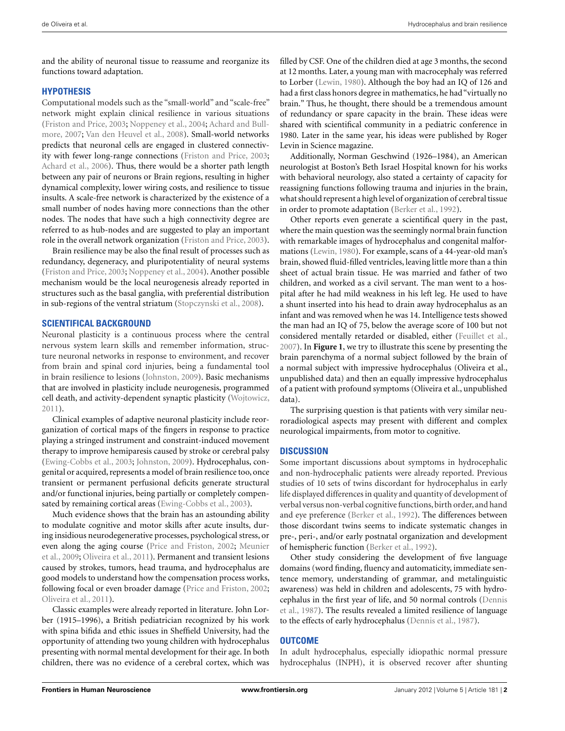and the ability of neuronal tissue to reassume and reorganize its functions toward adaptation.

## HYPOTHESIS

Computational models such as the "small-world" and "scale-free" network might explain clinical resilience in various situations (Friston and Price, 2003; Noppeney et al., 2004; Achard and Bullmore, 2007; Van den Heuvel et al., 2008). Small-world networks predicts that neuronal cells are engaged in clustered connectivity with fewer long-range connections (Friston and Price, 2003; Achard et al., 2006). Thus, there would be a shorter path length between any pair of neurons or Brain regions, resulting in higher dynamical complexity, lower wiring costs, and resilience to tissue insults. A scale-free network is characterized by the existence of a small number of nodes having more connections than the other nodes. The nodes that have such a high connectivity degree are referred to as hub-nodes and are suggested to play an important role in the overall network organization (Friston and Price, 2003).

Brain resilience may be also the final result of processes such as redundancy, degeneracy, and pluripotentiality of neural systems (Friston and Price, 2003; Noppeney et al., 2004). Another possible mechanism would be the local neurogenesis already reported in structures such as the basal ganglia, with preferential distribution in sub-regions of the ventral striatum (Stopczynski et al., 2008).

## SCIENTIFICAL BACKGROUND

Neuronal plasticity is a continuous process where the central nervous system learn skills and remember information, structure neuronal networks in response to environment, and recover from brain and spinal cord injuries, being a fundamental tool in brain resilience to lesions (Johnston, 2009). Basic mechanisms that are involved in plasticity include neurogenesis, programmed cell death, and activity-dependent synaptic plasticity (Wojtowicz, 2011).

Clinical examples of adaptive neuronal plasticity include reorganization of cortical maps of the fingers in response to practice playing a stringed instrument and constraint-induced movement therapy to improve hemiparesis caused by stroke or cerebral palsy (Ewing-Cobbs et al., 2003; Johnston, 2009). Hydrocephalus, congenital or acquired, represents a model of brain resilience too, once transient or permanent perfusional deficits generate structural and/or functional injuries, being partially or completely compensated by remaining cortical areas (Ewing-Cobbs et al., 2003).

Much evidence shows that the brain has an astounding ability to modulate cognitive and motor skills after acute insults, during insidious neurodegenerative processes, psychological stress, or even along the aging course (Price and Friston, 2002; Meunier et al., 2009; Oliveira et al., 2011). Permanent and transient lesions caused by strokes, tumors, head trauma, and hydrocephalus are good models to understand how the compensation process works, following focal or even broader damage (Price and Friston, 2002; Oliveira et al., 2011).

Classic examples were already reported in literature. John Lorber (1915–1996), a British pediatrician recognized by his work with spina bifida and ethic issues in Sheffield University, had the opportunity of attending two young children with hydrocephalus presenting with normal mental development for their age. In both children, there was no evidence of a cerebral cortex, which was filled by CSF. One of the children died at age 3 months, the second at 12 months. Later, a young man with macrocephaly was referred to Lorber (Lewin, 1980). Although the boy had an IQ of 126 and had a first class honors degree in mathematics, he had "virtually no brain." Thus, he thought, there should be a tremendous amount of redundancy or spare capacity in the brain. These ideas were shared with scientifical community in a pediatric conference in 1980. Later in the same year, his ideas were published by Roger Levin in Science magazine.

Additionally, Norman Geschwind (1926–1984), an American neurologist at Boston's Beth Israel Hospital known for his works with behavioral neurology, also stated a certainty of capacity for reassigning functions following trauma and injuries in the brain, what should represent a high level of organization of cerebral tissue in order to promote adaptation (Berker et al., 1992).

Other reports even generate a scientifical query in the past, where the main question was the seemingly normal brain function with remarkable images of hydrocephalus and congenital malformations (Lewin, 1980). For example, scans of a 44-year-old man's brain, showed fluid-filled ventricles, leaving little more than a thin sheet of actual brain tissue. He was married and father of two children, and worked as a civil servant. The man went to a hospital after he had mild weakness in his left leg. He used to have a shunt inserted into his head to drain away hydrocephalus as an infant and was removed when he was 14. Intelligence tests showed the man had an IQ of 75, below the average score of 100 but not considered mentally retarded or disabled, either (Feuillet et al., 2007). In **Figure 1**, we try to illustrate this scene by presenting the brain parenchyma of a normal subject followed by the brain of a normal subject with impressive hydrocephalus (Oliveira et al., unpublished data) and then an equally impressive hydrocephalus of a patient with profound symptoms (Oliveira et al., unpublished data).

The surprising question is that patients with very similar neuroradiological aspects may present with different and complex neurological impairments, from motor to cognitive.

## DISCUSSION

Some important discussions about symptoms in hydrocephalic and non-hydrocephalic patients were already reported. Previous studies of 10 sets of twins discordant for hydrocephalus in early life displayed differences in quality and quantity of development of verbal versus non-verbal cognitive functions, birth order, and hand and eye preference (Berker et al., 1992). The differences between those discordant twins seems to indicate systematic changes in pre-, peri-, and/or early postnatal organization and development of hemispheric function (Berker et al., 1992).

Other study considering the development of five language domains (word finding, fluency and automaticity, immediate sentence memory, understanding of grammar, and metalinguistic awareness) was held in children and adolescents, 75 with hydrocephalus in the first year of life, and 50 normal controls (Dennis et al., 1987). The results revealed a limited resilience of language to the effects of early hydrocephalus (Dennis et al., 1987).

## OUTCOME

In adult hydrocephalus, especially idiopathic normal pressure hydrocephalus (INPH), it is observed recover after shunting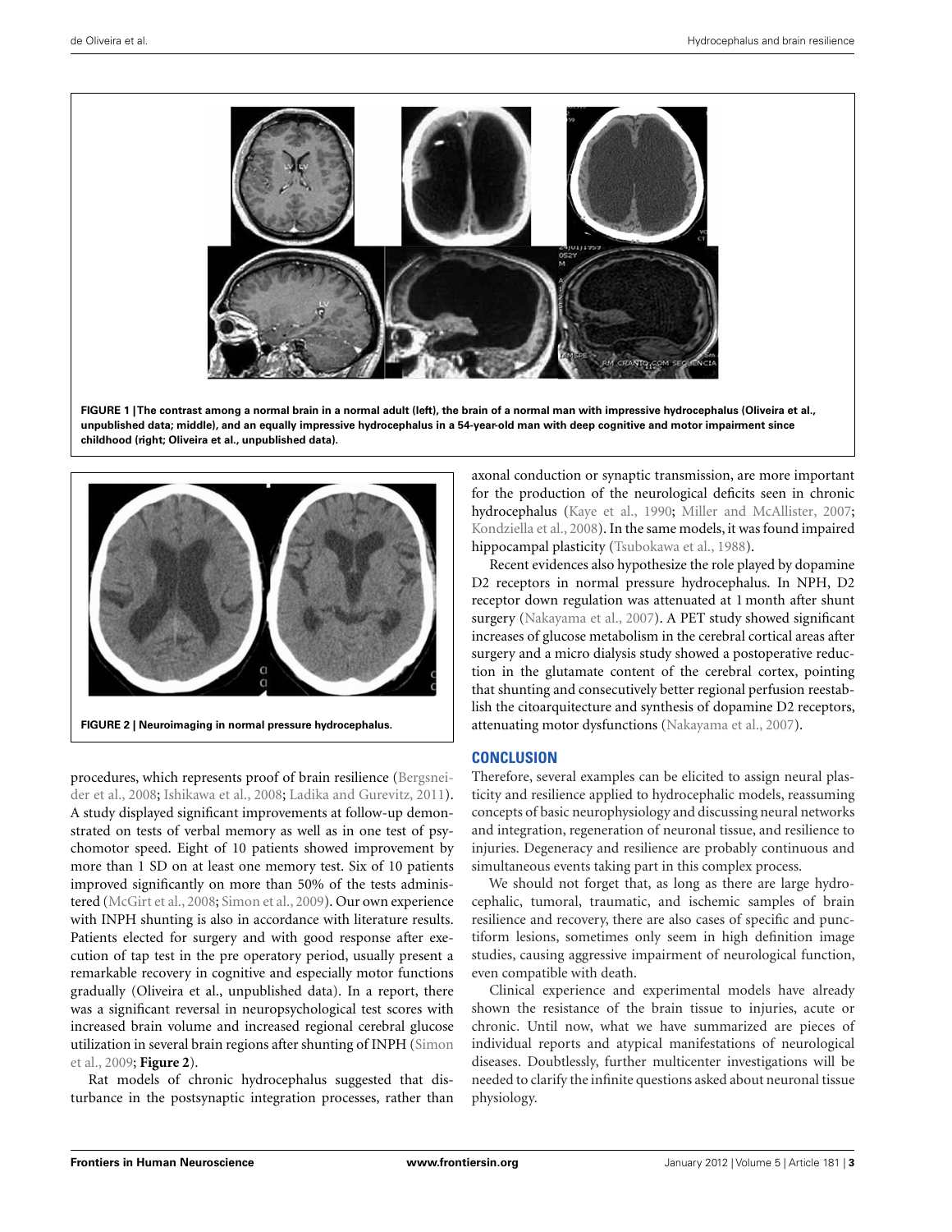**FIGURE 1 | The contrast among a normal brain in a normal adult (left), the brain of a normal man with impressive hydrocephalus (Oliveira et al., unpublished data; middle), and an equally impressive hydrocephalus in a 54-year-old man with deep cognitive and motor impairment since childhood (right; Oliveira et al., unpublished data).**

**FIGURE 2 | Neuroimaging in normal pressure hydrocephalus.**

procedures, which represents proof of brain resilience (Bergsneider et al., 2008; Ishikawa et al., 2008; Ladika and Gurevitz, 2011). A study displayed significant improvements at follow-up demonstrated on tests of verbal memory as well as in one test of psychomotor speed. Eight of 10 patients showed improvement by more than 1 SD on at least one memory test. Six of 10 patients improved significantly on more than 50% of the tests administered (McGirt et al., 2008; Simon et al., 2009). Our own experience with INPH shunting is also in accordance with literature results. Patients elected for surgery and with good response after execution of tap test in the pre operatory period, usually present a remarkable recovery in cognitive and especially motor functions gradually (Oliveira et al., unpublished data). In a report, there was a significant reversal in neuropsychological test scores with increased brain volume and increased regional cerebral glucose utilization in several brain regions after shunting of INPH (Simon et al., 2009; **Figure 2**).

Rat models of chronic hydrocephalus suggested that disturbance in the postsynaptic integration processes, rather than axonal conduction or synaptic transmission, are more important for the production of the neurological deficits seen in chronic hydrocephalus (Kaye et al., 1990; Miller and McAllister, 2007; Kondziella et al., 2008). In the same models, it was found impaired hippocampal plasticity (Tsubokawa et al., 1988).

Recent evidences also hypothesize the role played by dopamine D2 receptors in normal pressure hydrocephalus. In NPH, D2 receptor down regulation was attenuated at 1 month after shunt surgery (Nakayama et al., 2007). A PET study showed significant increases of glucose metabolism in the cerebral cortical areas after surgery and a micro dialysis study showed a postoperative reduction in the glutamate content of the cerebral cortex, pointing that shunting and consecutively better regional perfusion reestablish the citoarquitecture and synthesis of dopamine D2 receptors, attenuating motor dysfunctions (Nakayama et al., 2007).

## CONCLUSION

Therefore, several examples can be elicited to assign neural plasticity and resilience applied to hydrocephalic models, reassuming concepts of basic neurophysiology and discussing neural networks and integration, regeneration of neuronal tissue, and resilience to injuries. Degeneracy and resilience are probably continuous and simultaneous events taking part in this complex process.

We should not forget that, as long as there are large hydrocephalic, tumoral, traumatic, and ischemic samples of brain resilience and recovery, there are also cases of specific and punctiform lesions, sometimes only seem in high definition image studies, causing aggressive impairment of neurological function, even compatible with death.

Clinical experience and experimental models have already shown the resistance of the brain tissue to injuries, acute or chronic. Until now, what we have summarized are pieces of individual reports and atypical manifestations of neurological diseases. Doubtlessly, further multicenter investigations will be needed to clarify the infinite questions asked about neuronal tissue physiology.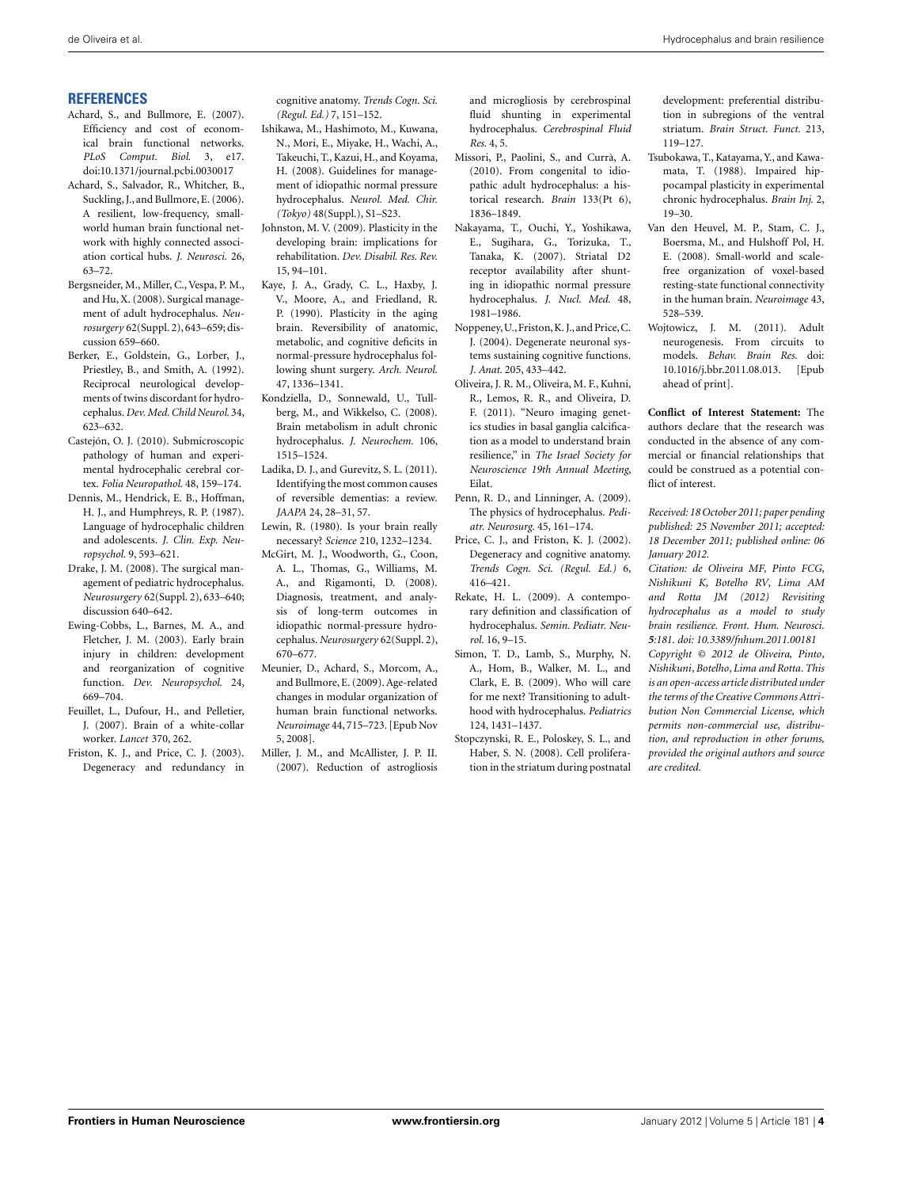## REFERENCES

Achard, S., and Bullmore, E. (2007). Efficiency and cost of economical brain functional networks. *PLoS Comput. Biol.* 3, e17. doi:10.1371/journal.pcbi.0030017

Achard, S., Salvador, R., Whitcher, B., Suckling, J., and Bullmore, E. (2006). A resilient, low-frequency, small-world human brain functional network with highly connected association cortical hubs. *J. Neurosci.* 26, 63–72.

Bergsneider, M., Miller, C., Vespa, P. M., and Hu, X. (2008). Surgical management of adult hydrocephalus. *Neurosurgery* 62(Suppl. 2), 643–659; discussion 659–660.

Berker, E., Goldstein, G., Lorber, J., Priestley, B., and Smith, A. (1992). Reciprocal neurological developments of twins discordant for hydrocephalus. *Dev. Med. Child Neurol.* 34, 623–632.

Castejón, O. J. (2010). Submicroscopic pathology of human and experimental hydrocephalic cerebral cortex. *Folia Neuropathol.* 48, 159–174.

Dennis, M., Hendrick, E. B., Hoffman, H. J., and Humphreys, R. P. (1987). Language of hydrocephalic children and adolescents. *J. Clin. Exp. Neuropsychol.* 9, 593–621.

Drake, J. M. (2008). The surgical management of pediatric hydrocephalus. *Neurosurgery* 62(Suppl. 2), 633–640; discussion 640–642.

Ewing-Cobbs, L., Barnes, M. A., and Fletcher, J. M. (2003). Early brain injury in children: development and reorganization of cognitive function. *Dev. Neuropsychol.* 24, 669–704.

Feuillet, L., Dufour, H., and Pelletier, J. (2007). Brain of a white-collar worker. *Lancet* 370, 262.

Friston, K. J., and Price, C. J. (2003). Degeneracy and redundancy in cognitive anatomy. *Trends Cogn. Sci. (Regul. Ed.)* 7, 151–152.

Ishikawa, M., Hashimoto, M., Kuwana, N., Mori, E., Miyake, H., Wachi, A., Takeuchi, T., Kazui, H., and Koyama, H. (2008). Guidelines for management of idiopathic normal pressure hydrocephalus. *Neurol. Med. Chir. (Tokyo)* 48(Suppl.), S1–S23.

Johnston, M. V. (2009). Plasticity in the developing brain: implications for rehabilitation. *Dev. Disabil. Res. Rev.* 15, 94–101.

Kaye, J. A., Grady, C. L., Haxby, J. V., Moore, A., and Friedland, R. P. (1990). Plasticity in the aging brain. Reversibility of anatomic, metabolic, and cognitive deficits in normal-pressure hydrocephalus following shunt surgery. *Arch. Neurol.* 47, 1336–1341.

Kondziella, D., Sonnewald, U., Tullberg, M., and Wikkelso, C. (2008). Brain metabolism in adult chronic hydrocephalus. *J. Neurochem.* 106, 1515–1524.

Ladika, D. J., and Gurevitz, S. L. (2011). Identifying the most common causes of reversible dementias: a review. *JAAPA* 24, 28–31, 57.

Lewin, R. (1980). Is your brain really necessary? *Science* 210, 1232–1234.

McGirt, M. J., Woodworth, G., Coon, A. L., Thomas, G., Williams, M. A., and Rigamonti, D. (2008). Diagnosis, treatment, and analysis of long-term outcomes in idiopathic normal-pressure hydrocephalus. *Neurosurgery* 62(Suppl. 2), 670–677.

Meunier, D., Achard, S., Morcom, A., and Bullmore, E. (2009). Age-related changes in modular organization of human brain functional networks. *Neuroimage* 44, 715–723. [Epub Nov 5, 2008].

Miller, J. M., and McAllister, J. P. II. (2007). Reduction of astrogliosis and microgliosis by cerebrospinal fluid shunting in experimental hydrocephalus. *Cerebrospinal Fluid Res.* 4, 5.

Missori, P., Paolini, S., and Currà, A. (2010). From congenital to idiopathic adult hydrocephalus: a historical research. *Brain* 133(Pt 6), 1836–1849.

Nakayama, T., Ouchi, Y., Yoshikawa, E., Sugihara, G., Torizuka, T., Tanaka, K. (2007). Striatal D2 receptor availability after shunting in idiopathic normal pressure hydrocephalus. *J. Nucl. Med.* 48, 1981–1986.

Noppeney, U., Friston, K. J., and Price, C. J. (2004). Degenerate neuronal systems sustaining cognitive functions. *J. Anat.* 205, 433–442.

Oliveira, J. R. M., Oliveira, M. F., Kuhni, R., Lemos, R. R., and Oliveira, D. F. (2011). "Neuro imaging genetics studies in basal ganglia calcification as a model to understand brain resilience," in *The Israel Society for Neuroscience 19th Annual Meeting*, Eilat.

Penn, R. D., and Linninger, A. (2009). The physics of hydrocephalus. *Pediatr. Neurosurg.* 45, 161–174.

Price, C. J., and Friston, K. J. (2002). Degeneracy and cognitive anatomy. *Trends Cogn. Sci. (Regul. Ed.)* 6, 416–421.

Rekate, H. L. (2009). A contemporary definition and classification of hydrocephalus. *Semin. Pediatr. Neurol.* 16, 9–15.

Simon, T. D., Lamb, S., Murphy, N. A., Hom, B., Walker, M. L., and Clark, E. B. (2009). Who will care for me next? Transitioning to adulthood with hydrocephalus. *Pediatrics* 124, 1431–1437.

Stopczynski, R. E., Poloskey, S. L., and Haber, S. N. (2008). Cell proliferation in the striatum during postnatal development: preferential distribution in subregions of the ventral striatum. *Brain Struct. Funct.* 213, 119–127.

Tsubokawa, T., Katayama, Y., and Kawamata, T. (1988). Impaired hippocampal plasticity in experimental chronic hydrocephalus. *Brain Inj.* 2, 19–30.

Van den Heuvel, M. P., Stam, C. J., Boersma, M., and Hulshoff Pol, H. E. (2008). Small-world and scale-free organization of voxel-based resting-state functional connectivity in the human brain. *Neuroimage* 43, 528–539.

Wojtowicz, J. M. (2011). Adult neurogenesis. From circuits to models. *Behav. Brain Res.* doi: 10.1016/j.bbr.2011.08.013. [Epub ahead of print].

**Conflict of Interest Statement:** The authors declare that the research was conducted in the absence of any commercial or financial relationships that could be construed as a potential conflict of interest.

*Received: 18 October 2011; paper pending published: 25 November 2011; accepted: 18 December 2011; published online: 06 January 2012.*

*Citation: de Oliveira MF, Pinto FCG, Nishikuni K, Botelho RV, Lima AM and Rotta JM (2012) Revisiting hydrocephalus as a model to study brain resilience. Front. Hum. Neurosci.* ***5****:181. doi: 10.3389/fnhum.2011.00181*

*Copyright © 2012 de Oliveira, Pinto, Nishikuni, Botelho, Lima and Rotta. This is an open-access article distributed under the terms of the Creative Commons Attribution Non Commercial License, which permits non-commercial use, distribution, and reproduction in other forums, provided the original authors and source are credited.*